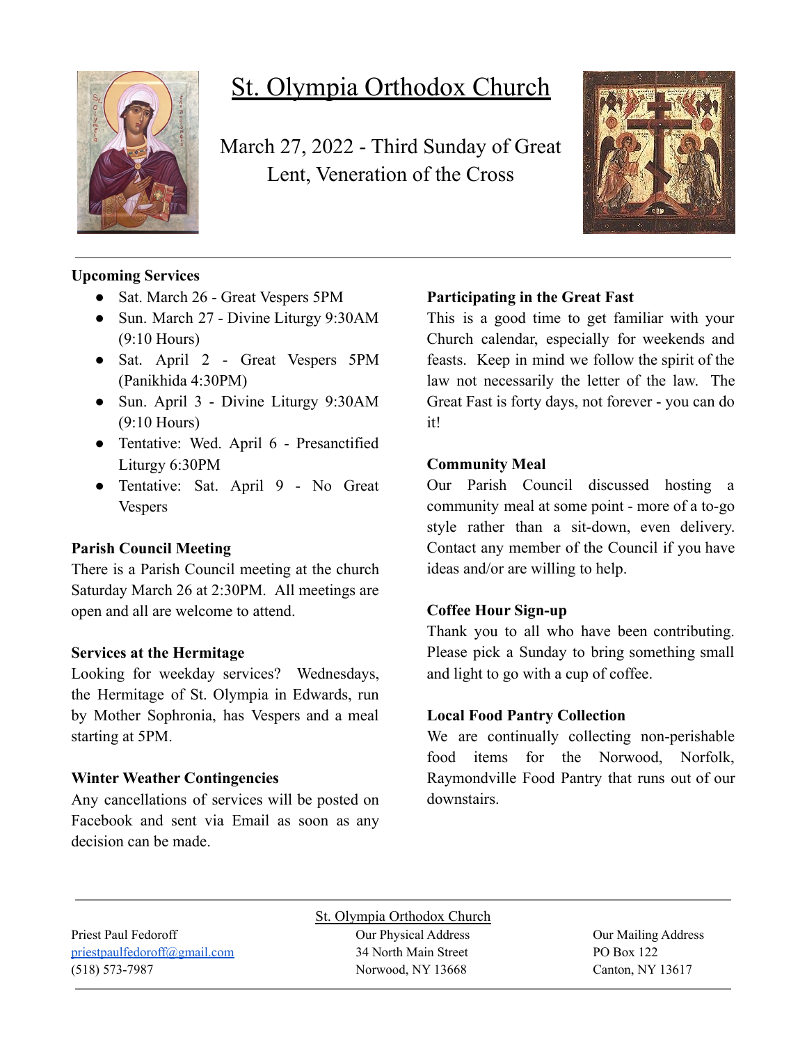# St. Olympia Orthodox Church

March 27, 2022 - Third Sunday of Great Lent, Veneration of the Cross

**Upcoming Services**

- Sat. March 26 - Great Vespers 5PM
- Sun. March 27 - Divine Liturgy 9:30AM (9:10 Hours)
- Sat. April 2 - Great Vespers 5PM (Panikhida 4:30PM)
- Sun. April 3 - Divine Liturgy 9:30AM (9:10 Hours)
- Tentative: Wed. April 6 - Presanctified Liturgy 6:30PM
- Tentative: Sat. April 9 - No Great Vespers

**Parish Council Meeting**

There is a Parish Council meeting at the church Saturday March 26 at 2:30PM. All meetings are open and all are welcome to attend.

**Services at the Hermitage**

Looking for weekday services? Wednesdays, the Hermitage of St. Olympia in Edwards, run by Mother Sophronia, has Vespers and a meal starting at 5PM.

**Winter Weather Contingencies**

Any cancellations of services will be posted on Facebook and sent via Email as soon as any decision can be made.

**Participating in the Great Fast**

This is a good time to get familiar with your Church calendar, especially for weekends and feasts. Keep in mind we follow the spirit of the law not necessarily the letter of the law. The Great Fast is forty days, not forever - you can do it!

**Community Meal**

Our Parish Council discussed hosting a community meal at some point - more of a to-go style rather than a sit-down, even delivery. Contact any member of the Council if you have ideas and/or are willing to help.

**Coffee Hour Sign-up**

Thank you to all who have been contributing. Please pick a Sunday to bring something small and light to go with a cup of coffee.

**Local Food Pantry Collection**

We are continually collecting non-perishable food items for the Norwood, Norfolk, Raymondville Food Pantry that runs out of our downstairs.

---

St. Olympia Orthodox Church

Priest Paul Fedoroff
priestpaulfedoroff@gmail.com
(518) 573-7987

Our Physical Address
34 North Main Street
Norwood, NY 13668

Our Mailing Address
PO Box 122
Canton, NY 13617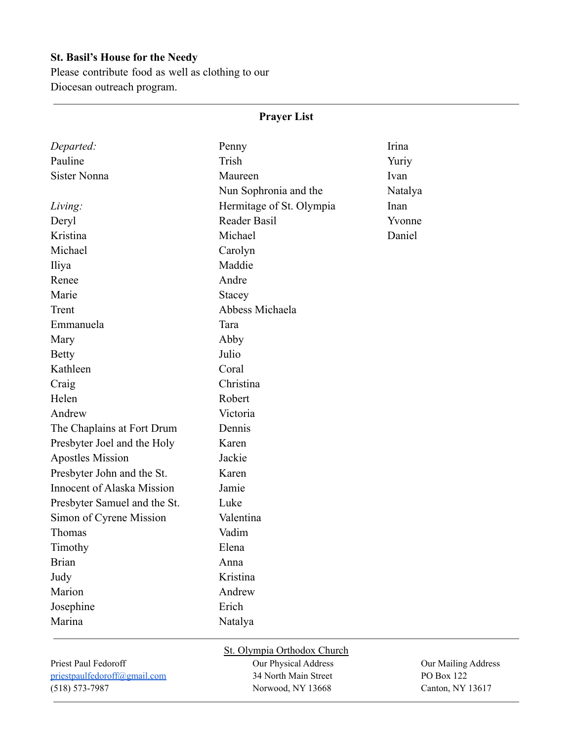**St. Basil's House for the Needy**
Please contribute food as well as clothing to our Diocesan outreach program.

---

**Prayer List**

*Departed:*
Pauline
Sister Nonna

*Living:*
Deryl
Kristina
Michael
Iliya
Renee
Marie
Trent
Emmanuela
Mary
Betty
Kathleen
Craig
Helen
Andrew
The Chaplains at Fort Drum
Presbyter Joel and the Holy Apostles Mission
Presbyter John and the St. Innocent of Alaska Mission
Presbyter Samuel and the St. Simon of Cyrene Mission
Thomas
Timothy
Brian
Judy
Marion
Josephine
Marina
Penny
Trish
Maureen
Nun Sophronia and the Hermitage of St. Olympia
Reader Basil
Michael
Carolyn
Maddie
Andre
Stacey
Abbess Michaela
Tara
Abby
Julio
Coral
Christina
Robert
Victoria
Dennis
Karen
Jackie
Karen
Jamie
Luke
Valentina
Vadim
Elena
Anna
Kristina
Andrew
Erich
Natalya
Irina
Yuriy
Ivan
Natalya
Inan
Yvonne
Daniel

---

St. Olympia Orthodox Church

Priest Paul Fedoroff
priestpaulfedoroff@gmail.com
(518) 573-7987

Our Physical Address
34 North Main Street
Norwood, NY 13668

Our Mailing Address
PO Box 122
Canton, NY 13617